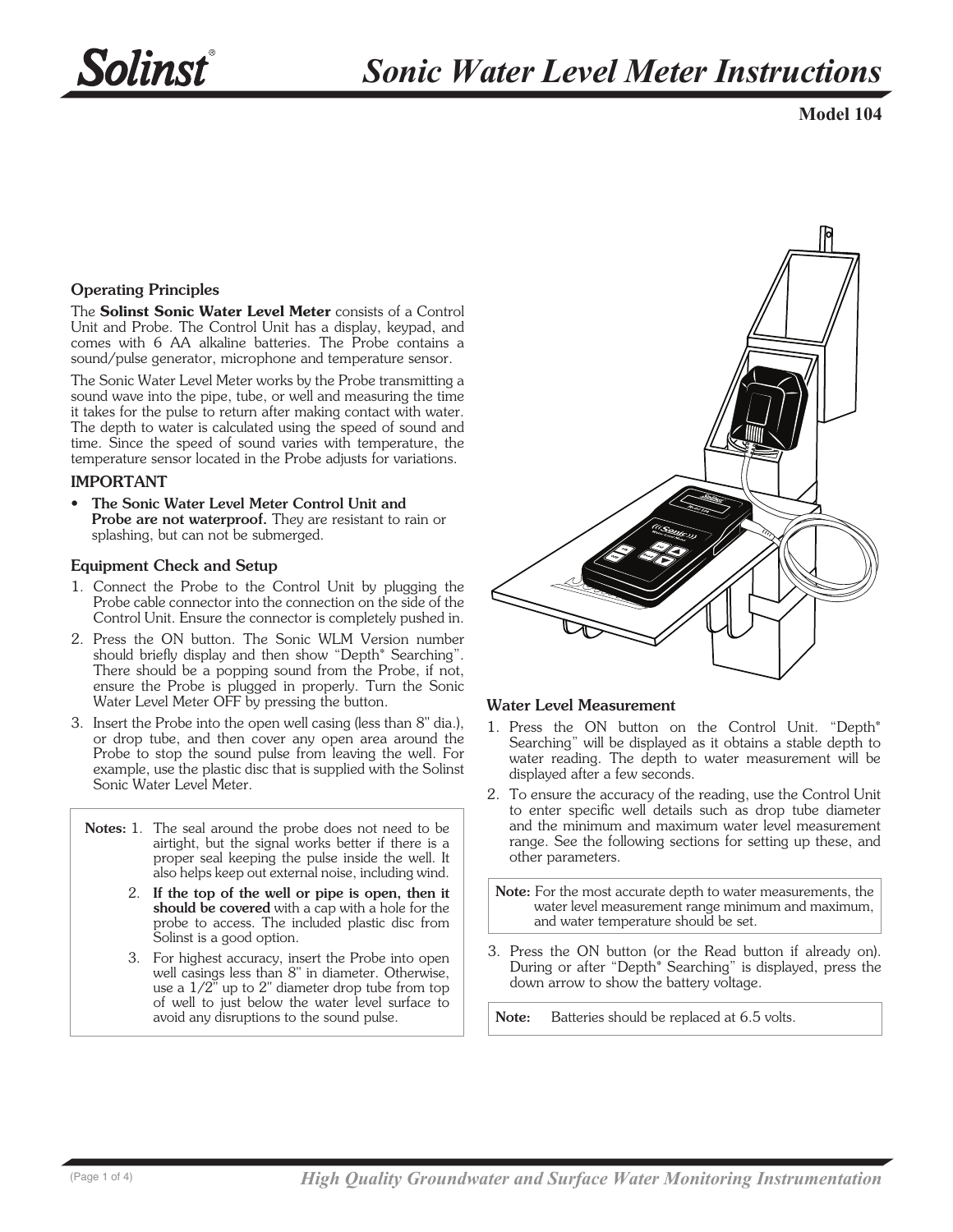# Sonic Water Level Meter Instructions

**Model 104**

### Operating Principles

The **Solinst Sonic Water Level Meter** consists of a Control Unit and Probe. The Control Unit has a display, keypad, and comes with 6 AA alkaline batteries. The Probe contains a sound/pulse generator, microphone and temperature sensor.

The Sonic Water Level Meter works by the Probe transmitting a sound wave into the pipe, tube, or well and measuring the time it takes for the pulse to return after making contact with water. The depth to water is calculated using the speed of sound and time. Since the speed of sound varies with temperature, the temperature sensor located in the Probe adjusts for variations.

### IMPORTANT

- **The Sonic Water Level Meter Control Unit and Probe are not waterproof.** They are resistant to rain or splashing, but can not be submerged.

### Equipment Check and Setup

1. Connect the Probe to the Control Unit by plugging the Probe cable connector into the connection on the side of the Control Unit. Ensure the connector is completely pushed in.
2. Press the ON button. The Sonic WLM Version number should briefly display and then show "Depth* Searching". There should be a popping sound from the Probe, if not, ensure the Probe is plugged in properly. Turn the Sonic Water Level Meter OFF by pressing the button.
3. Insert the Probe into the open well casing (less than 8" dia.), or drop tube, and then cover any open area around the Probe to stop the sound pulse from leaving the well. For example, use the plastic disc that is supplied with the Solinst Sonic Water Level Meter.

**Notes:**
1. The seal around the probe does not need to be airtight, but the signal works better if there is a proper seal keeping the pulse inside the well. It also helps keep out external noise, including wind.
2. **If the top of the well or pipe is open, then it should be covered** with a cap with a hole for the probe to access. The included plastic disc from Solinst is a good option.
3. For highest accuracy, insert the Probe into open well casings less than 8" in diameter. Otherwise, use a 1/2" up to 2" diameter drop tube from top of well to just below the water level surface to avoid any disruptions to the sound pulse.

### Water Level Measurement

1. Press the ON button on the Control Unit. "Depth* Searching" will be displayed as it obtains a stable depth to water reading. The depth to water measurement will be displayed after a few seconds.
2. To ensure the accuracy of the reading, use the Control Unit to enter specific well details such as drop tube diameter and the minimum and maximum water level measurement range. See the following sections for setting up these, and other parameters.

**Note:** For the most accurate depth to water measurements, the water level measurement range minimum and maximum, and water temperature should be set.

3. Press the ON button (or the Read button if already on). During or after "Depth* Searching" is displayed, press the down arrow to show the battery voltage.

**Note:** Batteries should be replaced at 6.5 volts.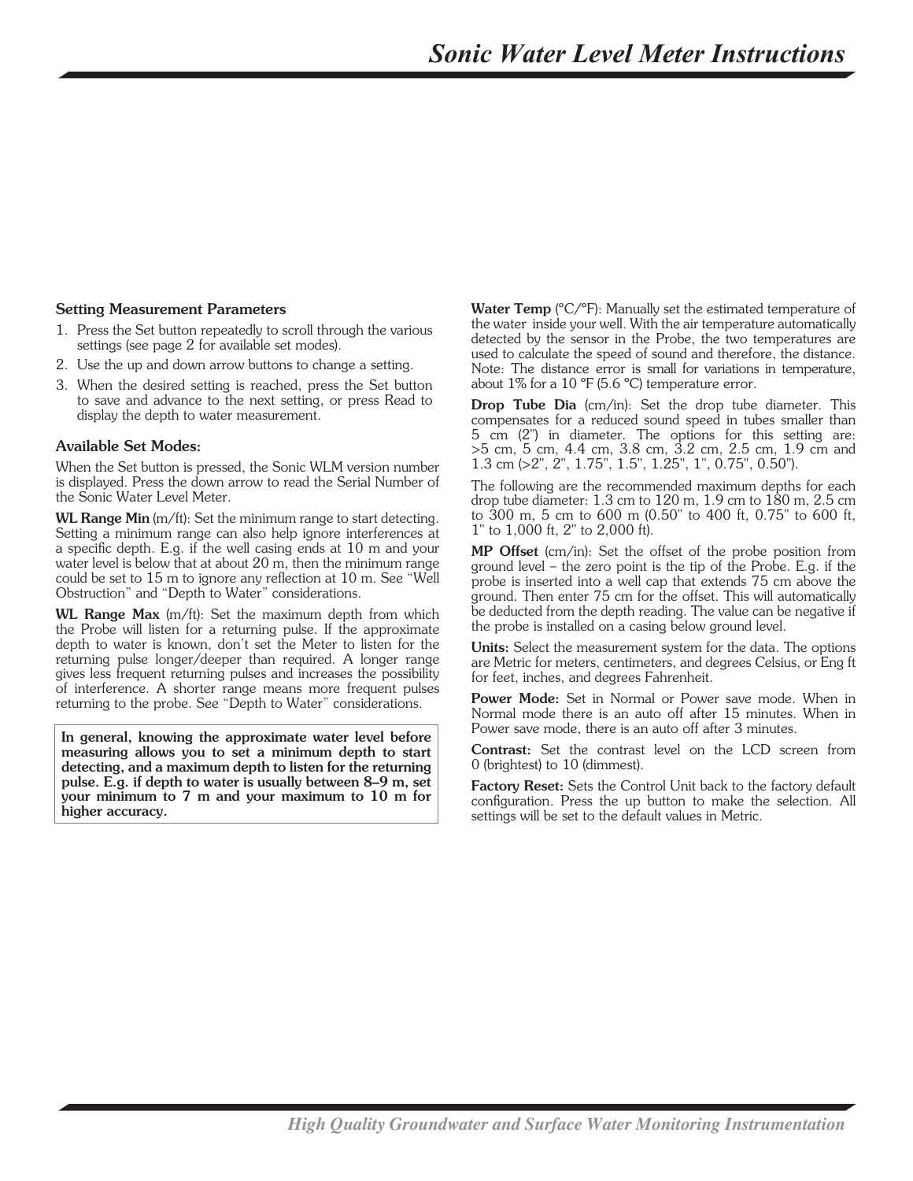### Setting Measurement Parameters

1. Press the Set button repeatedly to scroll through the various settings (see page 2 for available set modes).
2. Use the up and down arrow buttons to change a setting.
3. When the desired setting is reached, press the Set button to save and advance to the next setting, or press Read to display the depth to water measurement.

### Available Set Modes:

When the Set button is pressed, the Sonic WLM version number is displayed. Press the down arrow to read the Serial Number of the Sonic Water Level Meter.

**WL Range Min** (m/ft): Set the minimum range to start detecting. Setting a minimum range can also help ignore interferences at a specific depth. E.g. if the well casing ends at 10 m and your water level is below that at about 20 m, then the minimum range could be set to 15 m to ignore any reflection at 10 m. See "Well Obstruction" and "Depth to Water" considerations.

**WL Range Max** (m/ft): Set the maximum depth from which the Probe will listen for a returning pulse. If the approximate depth to water is known, don't set the Meter to listen for the returning pulse longer/deeper than required. A longer range gives less frequent returning pulses and increases the possibility of interference. A shorter range means more frequent pulses returning to the probe. See "Depth to Water" considerations.

**In general, knowing the approximate water level before measuring allows you to set a minimum depth to start detecting, and a maximum depth to listen for the returning pulse. E.g. if depth to water is usually between 8–9 m, set your minimum to 7 m and your maximum to 10 m for higher accuracy.**

**Water Temp** (°C/°F): Manually set the estimated temperature of the water inside your well. With the air temperature automatically detected by the sensor in the Probe, the two temperatures are used to calculate the speed of sound and therefore, the distance. Note: The distance error is small for variations in temperature, about 1% for a 10 °F (5.6 °C) temperature error.

**Drop Tube Dia** (cm/in): Set the drop tube diameter. This compensates for a reduced sound speed in tubes smaller than 5 cm (2") in diameter. The options for this setting are: >5 cm, 5 cm, 4.4 cm, 3.8 cm, 3.2 cm, 2.5 cm, 1.9 cm and 1.3 cm (>2", 2", 1.75", 1.5", 1.25", 1", 0.75", 0.50").

The following are the recommended maximum depths for each drop tube diameter: 1.3 cm to 120 m, 1.9 cm to 180 m, 2.5 cm to 300 m, 5 cm to 600 m (0.50" to 400 ft, 0.75" to 600 ft, 1" to 1,000 ft, 2" to 2,000 ft).

**MP Offset** (cm/in): Set the offset of the probe position from ground level – the zero point is the tip of the Probe. E.g. if the probe is inserted into a well cap that extends 75 cm above the ground. Then enter 75 cm for the offset. This will automatically be deducted from the depth reading. The value can be negative if the probe is installed on a casing below ground level.

**Units:** Select the measurement system for the data. The options are Metric for meters, centimeters, and degrees Celsius, or Eng ft for feet, inches, and degrees Fahrenheit.

**Power Mode:** Set in Normal or Power save mode. When in Normal mode there is an auto off after 15 minutes. When in Power save mode, there is an auto off after 3 minutes.

**Contrast:** Set the contrast level on the LCD screen from 0 (brightest) to 10 (dimmest).

**Factory Reset:** Sets the Control Unit back to the factory default configuration. Press the up button to make the selection. All settings will be set to the default values in Metric.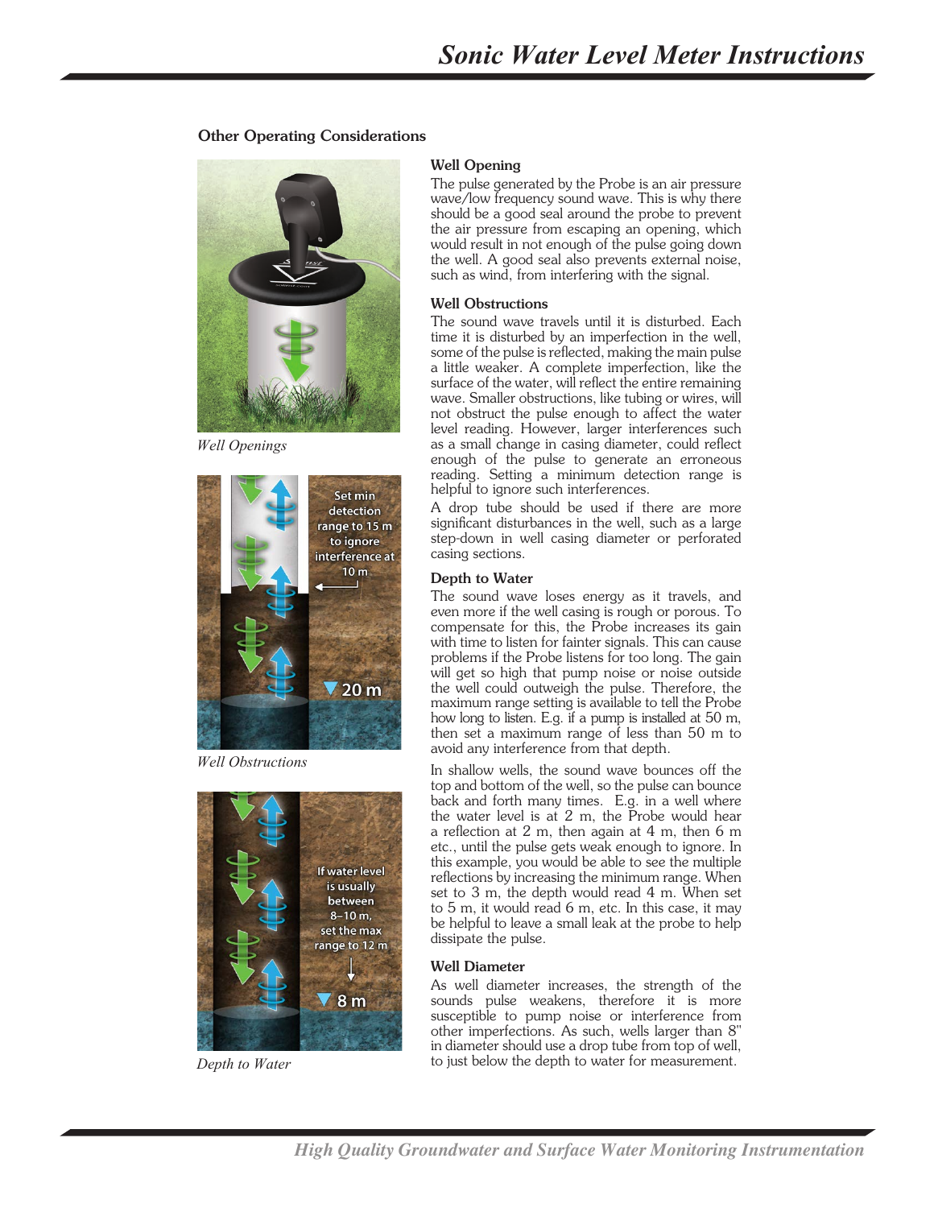## Other Operating Considerations

*Well Openings*

Set min detection range to 15 m to ignore interference at 10 m

20 m

*Well Obstructions*

If water level is usually between 8–10 m, set the max range to 12 m

8 m

*Depth to Water*

### Well Opening

The pulse generated by the Probe is an air pressure wave/low frequency sound wave. This is why there should be a good seal around the probe to prevent the air pressure from escaping an opening, which would result in not enough of the pulse going down the well. A good seal also prevents external noise, such as wind, from interfering with the signal.

### Well Obstructions

The sound wave travels until it is disturbed. Each time it is disturbed by an imperfection in the well, some of the pulse is reflected, making the main pulse a little weaker. A complete imperfection, like the surface of the water, will reflect the entire remaining wave. Smaller obstructions, like tubing or wires, will not obstruct the pulse enough to affect the water level reading. However, larger interferences such as a small change in casing diameter, could reflect enough of the pulse to generate an erroneous reading. Setting a minimum detection range is helpful to ignore such interferences.

A drop tube should be used if there are more significant disturbances in the well, such as a large step-down in well casing diameter or perforated casing sections.

### Depth to Water

The sound wave loses energy as it travels, and even more if the well casing is rough or porous. To compensate for this, the Probe increases its gain with time to listen for fainter signals. This can cause problems if the Probe listens for too long. The gain will get so high that pump noise or noise outside the well could outweigh the pulse. Therefore, the maximum range setting is available to tell the Probe how long to listen. E.g. if a pump is installed at 50 m, then set a maximum range of less than 50 m to avoid any interference from that depth.

In shallow wells, the sound wave bounces off the top and bottom of the well, so the pulse can bounce back and forth many times. E.g. in a well where the water level is at 2 m, the Probe would hear a reflection at 2 m, then again at 4 m, then 6 m etc., until the pulse gets weak enough to ignore. In this example, you would be able to see the multiple reflections by increasing the minimum range. When set to 3 m, the depth would read 4 m. When set to 5 m, it would read 6 m, etc. In this case, it may be helpful to leave a small leak at the probe to help dissipate the pulse.

### Well Diameter

As well diameter increases, the strength of the sounds pulse weakens, therefore it is more susceptible to pump noise or interference from other imperfections. As such, wells larger than 8" in diameter should use a drop tube from top of well, to just below the depth to water for measurement.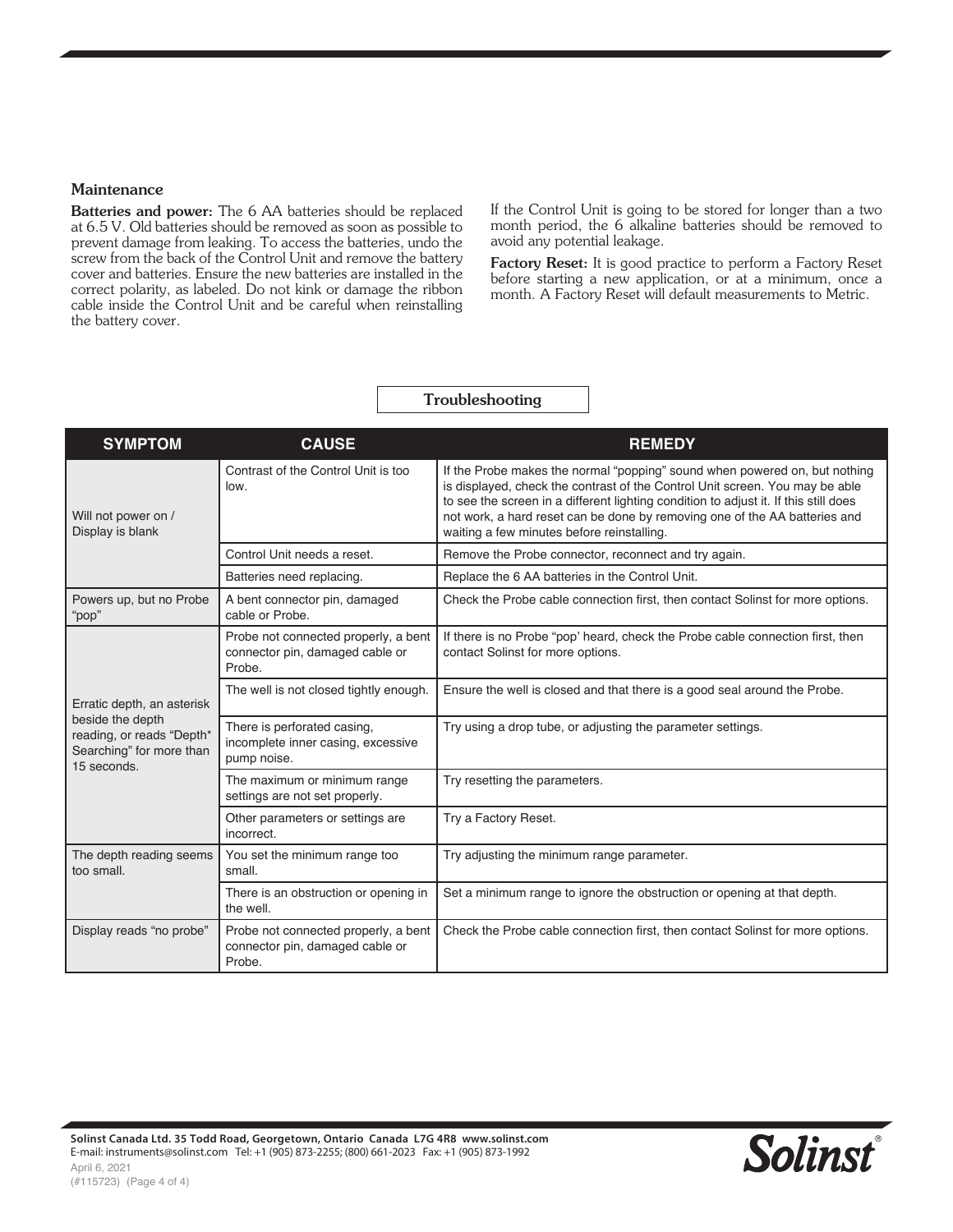### Maintenance

**Batteries and power:** The 6 AA batteries should be replaced at 6.5 V. Old batteries should be removed as soon as possible to prevent damage from leaking. To access the batteries, undo the screw from the back of the Control Unit and remove the battery cover and batteries. Ensure the new batteries are installed in the correct polarity, as labeled. Do not kink or damage the ribbon cable inside the Control Unit and be careful when reinstalling the battery cover.

If the Control Unit is going to be stored for longer than a two month period, the 6 alkaline batteries should be removed to avoid any potential leakage.

**Factory Reset:** It is good practice to perform a Factory Reset before starting a new application, or at a minimum, once a month. A Factory Reset will default measurements to Metric.

### Troubleshooting

| SYMPTOM | CAUSE | REMEDY |
|---|---|---|
| Will not power on / Display is blank | Contrast of the Control Unit is too low. | If the Probe makes the normal "popping" sound when powered on, but nothing is displayed, check the contrast of the Control Unit screen. You may be able to see the screen in a different lighting condition to adjust it. If this still does not work, a hard reset can be done by removing one of the AA batteries and waiting a few minutes before reinstalling. |
| | Control Unit needs a reset. | Remove the Probe connector, reconnect and try again. |
| | Batteries need replacing. | Replace the 6 AA batteries in the Control Unit. |
| Powers up, but no Probe "pop" | A bent connector pin, damaged cable or Probe. | Check the Probe cable connection first, then contact Solinst for more options. |
| Erratic depth, an asterisk beside the depth reading, or reads "Depth* Searching" for more than 15 seconds. | Probe not connected properly, a bent connector pin, damaged cable or Probe. | If there is no Probe 'pop' heard, check the Probe cable connection first, then contact Solinst for more options. |
| | The well is not closed tightly enough. | Ensure the well is closed and that there is a good seal around the Probe. |
| | There is perforated casing, incomplete inner casing, excessive pump noise. | Try using a drop tube, or adjusting the parameter settings. |
| | The maximum or minimum range settings are not set properly. | Try resetting the parameters. |
| | Other parameters or settings are incorrect. | Try a Factory Reset. |
| The depth reading seems too small. | You set the minimum range too small. | Try adjusting the minimum range parameter. |
| | There is an obstruction or opening in the well. | Set a minimum range to ignore the obstruction or opening at that depth. |
| Display reads "no probe" | Probe not connected properly, a bent connector pin, damaged cable or Probe. | Check the Probe cable connection first, then contact Solinst for more options. |

**Solinst Canada Ltd. 35 Todd Road, Georgetown, Ontario Canada L7G 4R8 www.solinst.com**
E-mail: instruments@solinst.com Tel: +1 (905) 873-2255; (800) 661-2023 Fax: +1 (905) 873-1992
April 6, 2021
(#115723)